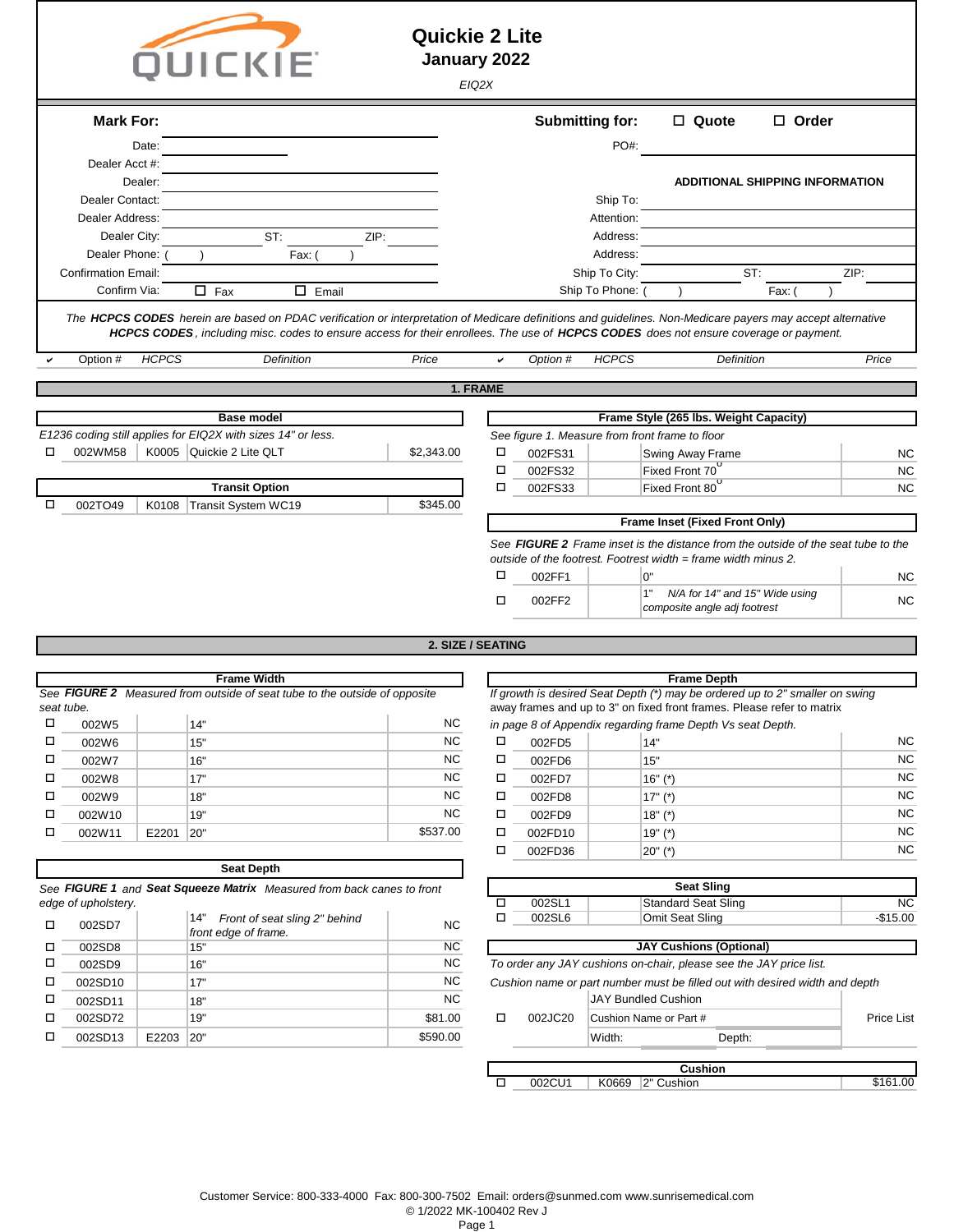# Quickie 2 Lite

## January 2022

*EIQ2X*

**Mark For:**

Date: ____________________

Dealer Acct #: ____________________

Dealer: ____________________

Dealer Contact: ____________________

Dealer Address: ____________________

Dealer City: __________ ST: ______ ZIP: ______

Dealer Phone: ( ) Fax: ( )

Confirmation Email: ____________________

Confirm Via: ☐ Fax ☐ Email

**Submitting for:** ☐ **Quote** ☐ **Order**

PO#: ____________________

**ADDITIONAL SHIPPING INFORMATION**

Ship To: ____________________

Attention: ____________________

Address: ____________________

Address: ____________________

Ship To City: __________ ST: ______ ZIP: ______

Ship To Phone: ( ) Fax: ( )

*The **HCPCS CODES** herein are based on PDAC verification or interpretation of Medicare definitions and guidelines. Non-Medicare payers may accept alternative **HCPCS CODES**, including misc. codes to ensure access for their enrollees. The use of **HCPCS CODES** does not ensure coverage or payment.*

| ✔ | Option # | HCPCS | Definition | Price |
|---|---|---|---|---|

## 1. FRAME

### Base model

*E1236 coding still applies for EIQ2X with sizes 14" or less.*

| ✔ | Option # | HCPCS | Definition | Price |
|---|---|---|---|---|
| ☐ | 002WM58 | K0005 | Quickie 2 Lite QLT | $2,343.00 |

### Transit Option

| ✔ | Option # | HCPCS | Definition | Price |
|---|---|---|---|---|
| ☐ | 002TO49 | K0108 | Transit System WC19 | $345.00 |

### Frame Style (265 lbs. Weight Capacity)

*See figure 1. Measure from front frame to floor*

| ✔ | Option # | HCPCS | Definition | Price |
|---|---|---|---|---|
| ☐ | 002FS31 | | Swing Away Frame | NC |
| ☐ | 002FS32 | | Fixed Front 70° | NC |
| ☐ | 002FS33 | | Fixed Front 80° | NC |

### Frame Inset (Fixed Front Only)

*See **FIGURE 2** Frame inset is the distance from the outside of the seat tube to the outside of the footrest. Footrest width = frame width minus 2.*

| ✔ | Option # | HCPCS | Definition | Price |
|---|---|---|---|---|
| ☐ | 002FF1 | | 0" | NC |
| ☐ | 002FF2 | | 1" *N/A for 14" and 15" Wide using composite angle adj footrest* | NC |

## 2. SIZE / SEATING

### Frame Width

*See **FIGURE 2** Measured from outside of seat tube to the outside of opposite seat tube.*

| ✔ | Option # | HCPCS | Definition | Price |
|---|---|---|---|---|
| ☐ | 002W5 | | 14" | NC |
| ☐ | 002W6 | | 15" | NC |
| ☐ | 002W7 | | 16" | NC |
| ☐ | 002W8 | | 17" | NC |
| ☐ | 002W9 | | 18" | NC |
| ☐ | 002W10 | | 19" | NC |
| ☐ | 002W11 | E2201 | 20" | $537.00 |

### Seat Depth

*See **FIGURE 1** and **Seat Squeeze Matrix** Measured from back canes to front edge of upholstery.*

| ✔ | Option # | HCPCS | Definition | Price |
|---|---|---|---|---|
| ☐ | 002SD7 | | 14" *Front of seat sling 2" behind front edge of frame.* | NC |
| ☐ | 002SD8 | | 15" | NC |
| ☐ | 002SD9 | | 16" | NC |
| ☐ | 002SD10 | | 17" | NC |
| ☐ | 002SD11 | | 18" | NC |
| ☐ | 002SD72 | | 19" | $81.00 |
| ☐ | 002SD13 | E2203 | 20" | $590.00 |

### Frame Depth

*If growth is desired Seat Depth (*) may be ordered up to 2" smaller on swing away frames and up to 3" on fixed front frames. Please refer to matrix in page 8 of Appendix regarding frame Depth Vs seat Depth.*

| ✔ | Option # | HCPCS | Definition | Price |
|---|---|---|---|---|
| ☐ | 002FD5 | | 14" | NC |
| ☐ | 002FD6 | | 15" | NC |
| ☐ | 002FD7 | | 16" (*) | NC |
| ☐ | 002FD8 | | 17" (*) | NC |
| ☐ | 002FD9 | | 18" (*) | NC |
| ☐ | 002FD10 | | 19" (*) | NC |
| ☐ | 002FD36 | | 20" (*) | NC |

### Seat Sling

| ✔ | Option # | HCPCS | Definition | Price |
|---|---|---|---|---|
| ☐ | 002SL1 | | Standard Seat Sling | NC |
| ☐ | 002SL6 | | Omit Seat Sling | -$15.00 |

### JAY Cushions (Optional)

*To order any JAY cushions on-chair, please see the JAY price list.*

*Cushion name or part number must be filled out with desired width and depth*

| ✔ | Option # | HCPCS | Definition | Price |
|---|---|---|---|---|
| ☐ | 002JC20 | | JAY Bundled Cushion<br>Cushion Name or Part #<br>Width: Depth: | Price List |

### Cushion

| ✔ | Option # | HCPCS | Definition | Price |
|---|---|---|---|---|
| ☐ | 002CU1 | K0669 | 2" Cushion | $161.00 |

Customer Service: 800-333-4000 Fax: 800-300-7502 Email: orders@sunmed.com www.sunrisemedical.com

© 1/2022 MK-100402 Rev J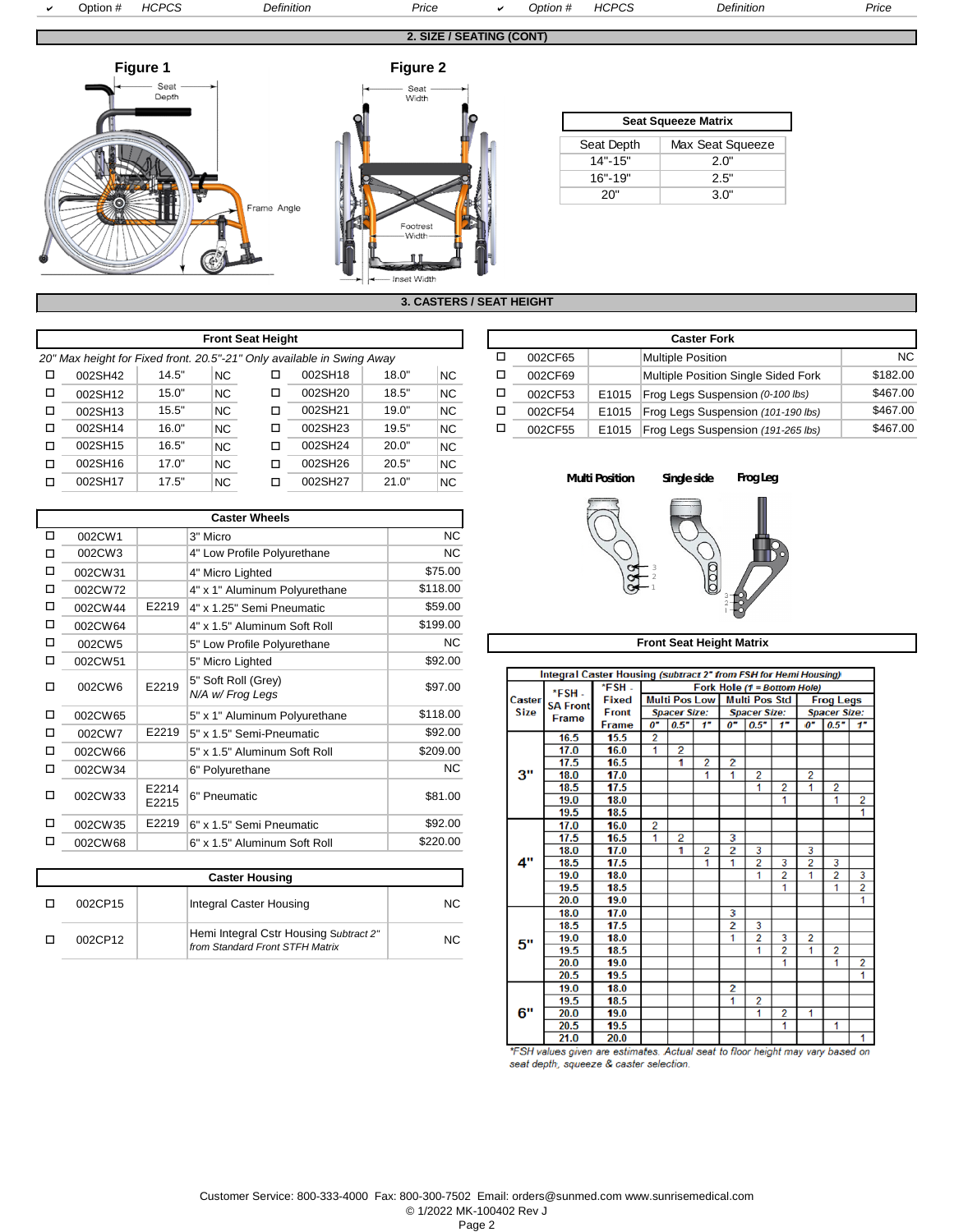## 2. SIZE / SEATING (CONT)

**Figure 1**

Seat Depth — Frame Angle

**Figure 2**

Seat Width — Footrest Width — Inset Width

| Seat Squeeze Matrix | |
|---|---|
| Seat Depth | Max Seat Squeeze |
| 14"-15" | 2.0" |
| 16"-19" | 2.5" |
| 20" | 3.0" |

## 3. CASTERS / SEAT HEIGHT

**Front Seat Height**

*20" Max height for Fixed front. 20.5"-21" Only available in Swing Away*

| ✔ | Option # | Height | Price | ✔ | Option # | Height | Price |
|---|---|---|---|---|---|---|---|
| ☐ | 002SH42 | 14.5" | NC | ☐ | 002SH18 | 18.0" | NC |
| ☐ | 002SH12 | 15.0" | NC | ☐ | 002SH20 | 18.5" | NC |
| ☐ | 002SH13 | 15.5" | NC | ☐ | 002SH21 | 19.0" | NC |
| ☐ | 002SH14 | 16.0" | NC | ☐ | 002SH23 | 19.5" | NC |
| ☐ | 002SH15 | 16.5" | NC | ☐ | 002SH24 | 20.0" | NC |
| ☐ | 002SH16 | 17.0" | NC | ☐ | 002SH26 | 20.5" | NC |
| ☐ | 002SH17 | 17.5" | NC | ☐ | 002SH27 | 21.0" | NC |

**Caster Fork**

| ✔ | Option # | HCPCS | Definition | Price |
|---|---|---|---|---|
| ☐ | 002CF65 | | Multiple Position | NC |
| ☐ | 002CF69 | | Multiple Position Single Sided Fork | $182.00 |
| ☐ | 002CF53 | E1015 | Frog Legs Suspension *(0-100 lbs)* | $467.00 |
| ☐ | 002CF54 | E1015 | Frog Legs Suspension *(101-190 lbs)* | $467.00 |
| ☐ | 002CF55 | E1015 | Frog Legs Suspension *(191-265 lbs)* | $467.00 |

**Multi Position** — **Single side** — **Frog Leg**

**Caster Wheels**

| ✔ | Option # | HCPCS | Definition | Price |
|---|---|---|---|---|
| ☐ | 002CW1 | | 3" Micro | NC |
| ☐ | 002CW3 | | 4" Low Profile Polyurethane | NC |
| ☐ | 002CW31 | | 4" Micro Lighted | $75.00 |
| ☐ | 002CW72 | | 4" x 1" Aluminum Polyurethane | $118.00 |
| ☐ | 002CW44 | E2219 | 4" x 1.25" Semi Pneumatic | $59.00 |
| ☐ | 002CW64 | | 4" x 1.5" Aluminum Soft Roll | $199.00 |
| ☐ | 002CW5 | | 5" Low Profile Polyurethane | NC |
| ☐ | 002CW51 | | 5" Micro Lighted | $92.00 |
| ☐ | 002CW6 | E2219 | 5" Soft Roll (Grey) *N/A w/ Frog Legs* | $97.00 |
| ☐ | 002CW65 | | 5" x 1" Aluminum Polyurethane | $118.00 |
| ☐ | 002CW7 | E2219 | 5" x 1.5" Semi-Pneumatic | $92.00 |
| ☐ | 002CW66 | | 5" x 1.5" Aluminum Soft Roll | $209.00 |
| ☐ | 002CW34 | | 6" Polyurethane | NC |
| ☐ | 002CW33 | E2214 E2215 | 6" Pneumatic | $81.00 |
| ☐ | 002CW35 | E2219 | 6" x 1.5" Semi Pneumatic | $92.00 |
| ☐ | 002CW68 | | 6" x 1.5" Aluminum Soft Roll | $220.00 |

**Caster Housing**

| ✔ | Option # | HCPCS | Definition | Price |
|---|---|---|---|---|
| ☐ | 002CP15 | | Integral Caster Housing | NC |
| ☐ | 002CP12 | | Hemi Integral Cstr Housing *Subtract 2" from Standard Front STFH Matrix* | NC |

**Front Seat Height Matrix**

Integral Caster Housing *(subtract 2" from FSH for Hemi Housing)*

| Caster Size | *FSH - SA Front Frame | *FSH - Fixed Front Frame | Multi Pos Low 0" | Multi Pos Low 0.5" | Multi Pos Low 1" | Multi Pos Std 0" | Multi Pos Std 0.5" | Multi Pos Std 1" | Frog Legs 0" | Frog Legs 0.5" | Frog Legs 1" |
|---|---|---|---|---|---|---|---|---|---|---|---|
| | | | Fork Hole *(1 = Bottom Hole)* / Spacer Size: | | | | | | | | |
| 3" | 16.5 | 15.5 | 2 | | | | | | | | |
| | 17.0 | 16.0 | 1 | 2 | | | | | | | |
| | 17.5 | 16.5 | | 1 | 2 | 2 | | | | | |
| | 18.0 | 17.0 | | | 1 | 1 | 2 | | 2 | | |
| | 18.5 | 17.5 | | | | | 1 | 2 | 1 | 2 | |
| | 19.0 | 18.0 | | | | | | 1 | | 1 | 2 |
| | 19.5 | 18.5 | | | | | | | | | 1 |
| 4" | 17.0 | 16.0 | 2 | | | | | | | | |
| | 17.5 | 16.5 | 1 | 2 | | 3 | | | | | |
| | 18.0 | 17.0 | | 1 | 2 | 2 | 3 | | 3 | | |
| | 18.5 | 17.5 | | | 1 | 1 | 2 | 3 | 2 | 3 | |
| | 19.0 | 18.0 | | | | | 1 | 2 | 1 | 2 | 3 |
| | 19.5 | 18.5 | | | | | | 1 | | 1 | 2 |
| | 20.0 | 19.0 | | | | | | | | | 1 |
| 5" | 18.0 | 17.0 | | | | 3 | | | | | |
| | 18.5 | 17.5 | | | | 2 | 3 | | | | |
| | 19.0 | 18.0 | | | | 1 | 2 | 3 | 2 | | |
| | 19.5 | 18.5 | | | | | 1 | 2 | 1 | 2 | |
| | 20.0 | 19.0 | | | | | | 1 | | 1 | 2 |
| | 20.5 | 19.5 | | | | | | | | | 1 |
| 6" | 19.0 | 18.0 | | | | 2 | | | | | |
| | 19.5 | 18.5 | | | | 1 | 2 | | | | |
| | 20.0 | 19.0 | | | | | 1 | 2 | 1 | | |
| | 20.5 | 19.5 | | | | | | 1 | | 1 | |
| | 21.0 | 20.0 | | | | | | | | | 1 |

*\*FSH values given are estimates. Actual seat to floor height may vary based on seat depth, squeeze & caster selection.*

Customer Service: 800-333-4000 Fax: 800-300-7502 Email: orders@sunmed.com www.sunrisemedical.com
© 1/2022 MK-100402 Rev J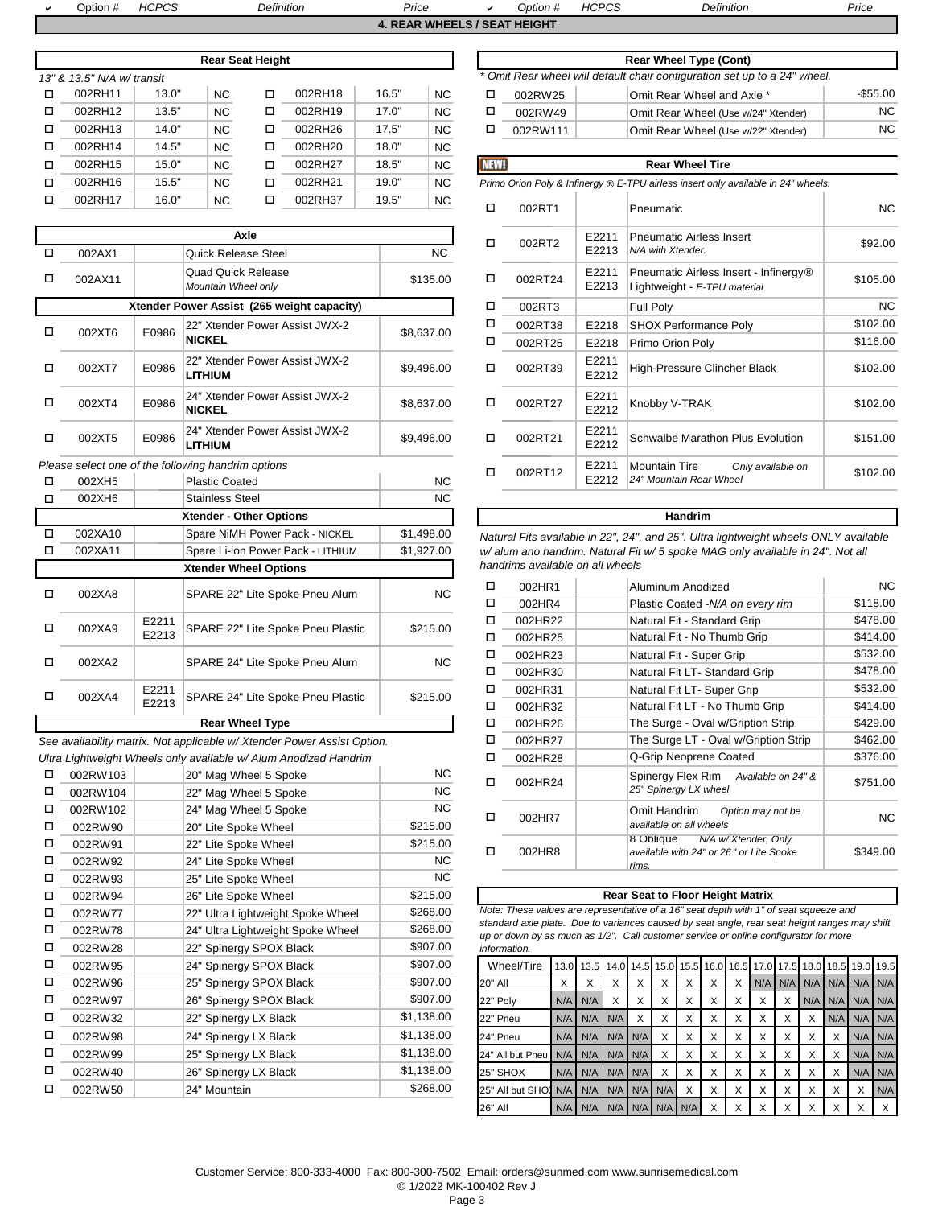## 4. REAR WHEELS / SEAT HEIGHT

### Rear Seat Height

*13" & 13.5" N/A w/ transit*

| ✔ | Option # | Height | Price | ✔ | Option # | Height | Price |
|---|---|---|---|---|---|---|---|
| ☐ | 002RH11 | 13.0" | NC | ☐ | 002RH18 | 16.5" | NC |
| ☐ | 002RH12 | 13.5" | NC | ☐ | 002RH19 | 17.0" | NC |
| ☐ | 002RH13 | 14.0" | NC | ☐ | 002RH26 | 17.5" | NC |
| ☐ | 002RH14 | 14.5" | NC | ☐ | 002RH20 | 18.0" | NC |
| ☐ | 002RH15 | 15.0" | NC | ☐ | 002RH27 | 18.5" | NC |
| ☐ | 002RH16 | 15.5" | NC | ☐ | 002RH21 | 19.0" | NC |
| ☐ | 002RH17 | 16.0" | NC | ☐ | 002RH37 | 19.5" | NC |

### Axle

| ✔ | Option # | HCPCS | Definition | Price |
|---|---|---|---|---|
| ☐ | 002AX1 | | Quick Release Steel | NC |
| ☐ | 002AX11 | | Quad Quick Release *Mountain Wheel only* | $135.00 |

### Xtender Power Assist (265 weight capacity)

| ✔ | Option # | HCPCS | Definition | Price |
|---|---|---|---|---|
| ☐ | 002XT6 | E0986 | 22" Xtender Power Assist JWX-2 **NICKEL** | $8,637.00 |
| ☐ | 002XT7 | E0986 | 22" Xtender Power Assist JWX-2 **LITHIUM** | $9,496.00 |
| ☐ | 002XT4 | E0986 | 24" Xtender Power Assist JWX-2 **NICKEL** | $8,637.00 |
| ☐ | 002XT5 | E0986 | 24" Xtender Power Assist JWX-2 **LITHIUM** | $9,496.00 |

*Please select one of the following handrim options*

| ✔ | Option # | HCPCS | Definition | Price |
|---|---|---|---|---|
| ☐ | 002XH5 | | Plastic Coated | NC |
| ☐ | 002XH6 | | Stainless Steel | NC |

### Xtender - Other Options

| ✔ | Option # | HCPCS | Definition | Price |
|---|---|---|---|---|
| ☐ | 002XA10 | | Spare NiMH Power Pack - NICKEL | $1,498.00 |
| ☐ | 002XA11 | | Spare Li-ion Power Pack - LITHIUM | $1,927.00 |

### Xtender Wheel Options

| ✔ | Option # | HCPCS | Definition | Price |
|---|---|---|---|---|
| ☐ | 002XA8 | | SPARE 22" Lite Spoke Pneu Alum | NC |
| ☐ | 002XA9 | E2211 E2213 | SPARE 22" Lite Spoke Pneu Plastic | $215.00 |
| ☐ | 002XA2 | | SPARE 24" Lite Spoke Pneu Alum | NC |
| ☐ | 002XA4 | E2211 E2213 | SPARE 24" Lite Spoke Pneu Plastic | $215.00 |

### Rear Wheel Type

*See availability matrix. Not applicable w/ Xtender Power Assist Option.*
*Ultra Lightweight Wheels only available w/ Alum Anodized Handrim*

| ✔ | Option # | HCPCS | Definition | Price |
|---|---|---|---|---|
| ☐ | 002RW103 | | 20" Mag Wheel 5 Spoke | NC |
| ☐ | 002RW104 | | 22" Mag Wheel 5 Spoke | NC |
| ☐ | 002RW102 | | 24" Mag Wheel 5 Spoke | NC |
| ☐ | 002RW90 | | 20" Lite Spoke Wheel | $215.00 |
| ☐ | 002RW91 | | 22" Lite Spoke Wheel | $215.00 |
| ☐ | 002RW92 | | 24" Lite Spoke Wheel | NC |
| ☐ | 002RW93 | | 25" Lite Spoke Wheel | NC |
| ☐ | 002RW94 | | 26" Lite Spoke Wheel | $215.00 |
| ☐ | 002RW77 | | 22" Ultra Lightweight Spoke Wheel | $268.00 |
| ☐ | 002RW78 | | 24" Ultra Lightweight Spoke Wheel | $268.00 |
| ☐ | 002RW28 | | 22" Spinergy SPOX Black | $907.00 |
| ☐ | 002RW95 | | 24" Spinergy SPOX Black | $907.00 |
| ☐ | 002RW96 | | 25" Spinergy SPOX Black | $907.00 |
| ☐ | 002RW97 | | 26" Spinergy SPOX Black | $907.00 |
| ☐ | 002RW32 | | 22" Spinergy LX Black | $1,138.00 |
| ☐ | 002RW98 | | 24" Spinergy LX Black | $1,138.00 |
| ☐ | 002RW99 | | 25" Spinergy LX Black | $1,138.00 |
| ☐ | 002RW40 | | 26" Spinergy LX Black | $1,138.00 |
| ☐ | 002RW50 | | 24" Mountain | $268.00 |

### Rear Wheel Type (Cont)

*\* Omit Rear wheel will default chair configuration set up to a 24" wheel.*

| ✔ | Option # | HCPCS | Definition | Price |
|---|---|---|---|---|
| ☐ | 002RW25 | | Omit Rear Wheel and Axle * | -$55.00 |
| ☐ | 002RW49 | | Omit Rear Wheel (Use w/24" Xtender) | NC |
| ☐ | 002RW111 | | Omit Rear Wheel (Use w/22" Xtender) | NC |

### NEW! Rear Wheel Tire

*Primo Orion Poly & Infinergy ® E-TPU airless insert only available in 24" wheels.*

| ✔ | Option # | HCPCS | Definition | Price |
|---|---|---|---|---|
| ☐ | 002RT1 | | Pneumatic | NC |
| ☐ | 002RT2 | E2211 E2213 | Pneumatic Airless Insert *N/A with Xtender.* | $92.00 |
| ☐ | 002RT24 | E2211 E2213 | Pneumatic Airless Insert - Infinergy® Lightweight - *E-TPU material* | $105.00 |
| ☐ | 002RT3 | | Full Poly | NC |
| ☐ | 002RT38 | E2218 | SHOX Performance Poly | $102.00 |
| ☐ | 002RT25 | E2218 | Primo Orion Poly | $116.00 |
| ☐ | 002RT39 | E2211 E2212 | High-Pressure Clincher Black | $102.00 |
| ☐ | 002RT27 | E2211 E2212 | Knobby V-TRAK | $102.00 |
| ☐ | 002RT21 | E2211 E2212 | Schwalbe Marathon Plus Evolution | $151.00 |
| ☐ | 002RT12 | E2211 E2212 | Mountain Tire *Only available on 24" Mountain Rear Wheel* | $102.00 |

### Handrim

*Natural Fits available in 22", 24", and 25". Ultra lightweight wheels ONLY available w/ alum ano handrim. Natural Fit w/ 5 spoke MAG only available in 24". Not all handrims available on all wheels*

| ✔ | Option # | HCPCS | Definition | Price |
|---|---|---|---|---|
| ☐ | 002HR1 | | Aluminum Anodized | NC |
| ☐ | 002HR4 | | Plastic Coated -*N/A on every rim* | $118.00 |
| ☐ | 002HR22 | | Natural Fit - Standard Grip | $478.00 |
| ☐ | 002HR25 | | Natural Fit - No Thumb Grip | $414.00 |
| ☐ | 002HR23 | | Natural Fit - Super Grip | $532.00 |
| ☐ | 002HR30 | | Natural Fit LT- Standard Grip | $478.00 |
| ☐ | 002HR31 | | Natural Fit LT- Super Grip | $532.00 |
| ☐ | 002HR32 | | Natural Fit LT - No Thumb Grip | $414.00 |
| ☐ | 002HR26 | | The Surge - Oval w/Gription Strip | $429.00 |
| ☐ | 002HR27 | | The Surge LT - Oval w/Gription Strip | $462.00 |
| ☐ | 002HR28 | | Q-Grip Neoprene Coated | $376.00 |
| ☐ | 002HR24 | | Spinergy Flex Rim *Available on 24" & 25" Spinergy LX wheel* | $751.00 |
| ☐ | 002HR7 | | Omit Handrim *Option may not be available on all wheels* | NC |
| ☐ | 002HR8 | | 8 Oblique *N/A w/ Xtender, Only available with 24" or 26" or Lite Spoke rims.* | $349.00 |

### Rear Seat to Floor Height Matrix

*Note: These values are representative of a 16" seat depth with 1" of seat squeeze and standard axle plate. Due to variances caused by seat angle, rear seat height ranges may shift up or down by as much as 1/2". Call customer service or online configurator for more information.*

| Wheel/Tire | 13.0 | 13.5 | 14.0 | 14.5 | 15.0 | 15.5 | 16.0 | 16.5 | 17.0 | 17.5 | 18.0 | 18.5 | 19.0 | 19.5 |
|---|---|---|---|---|---|---|---|---|---|---|---|---|---|---|
| 20" All | X | X | X | X | X | X | X | X | N/A | N/A | N/A | N/A | N/A | N/A |
| 22" Poly | N/A | N/A | X | X | X | X | X | X | X | X | N/A | N/A | N/A | N/A |
| 22" Pneu | N/A | N/A | N/A | X | X | X | X | X | X | X | X | N/A | N/A | N/A |
| 24" Pneu | N/A | N/A | N/A | N/A | X | X | X | X | X | X | X | X | N/A | N/A |
| 24" All but Pneu | N/A | N/A | N/A | N/A | X | X | X | X | X | X | X | X | N/A | N/A |
| 25" SHOX | N/A | N/A | N/A | N/A | X | X | X | X | X | X | X | X | N/A | N/A |
| 25" All but SHOX | N/A | N/A | N/A | N/A | N/A | X | X | X | X | X | X | X | X | N/A |
| 26" All | N/A | N/A | N/A | N/A | N/A | N/A | X | X | X | X | X | X | X | X |

Customer Service: 800-333-4000 Fax: 800-300-7502 Email: orders@sunmed.com www.sunrisemedical.com
© 1/2022 MK-100402 Rev J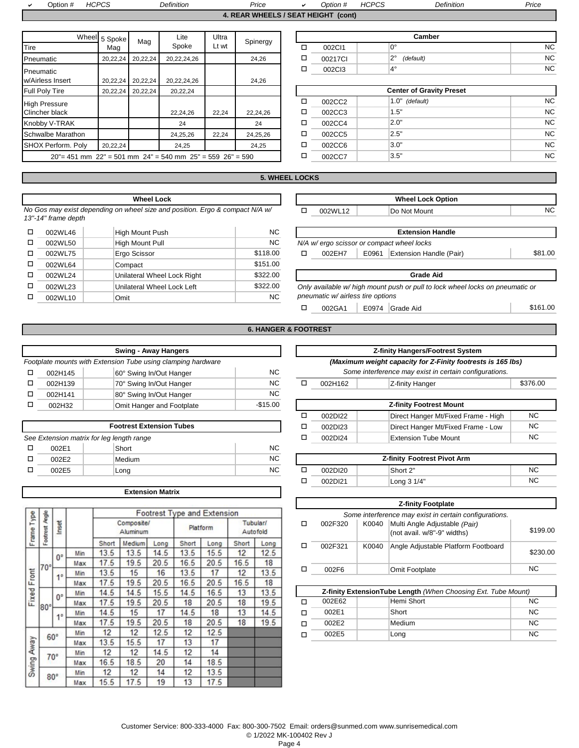| ✔ | Option # | HCPCS | Definition | Price | ✔ | Option # | HCPCS | Definition | Price |
|---|---|---|---|---|---|---|---|---|---|

## 4. REAR WHEELS / SEAT HEIGHT (cont)

| Tire \ Wheel | 5 Spoke Mag | Mag | Lite Spoke | Ultra Lt wt | Spinergy |
|---|---|---|---|---|---|
| Pneumatic | 20,22,24 | 20,22,24 | 20,22,24,26 | | 24,26 |
| Pneumatic w/Airless Insert | 20,22,24 | 20,22,24 | 20,22,24,26 | | 24,26 |
| Full Poly Tire | 20,22,24 | 20,22,24 | 20,22,24 | | |
| High Pressure Clincher black | | | 22,24,26 | 22,24 | 22,24,26 |
| Knobby V-TRAK | | | 24 | | 24 |
| Schwalbe Marathon | | | 24,25,26 | 22,24 | 24,25,26 |
| SHOX Perform. Poly | 20,22,24 | | 24,25 | | 24,25 |

20"= 451 mm 22" = 501 mm 24" = 540 mm 25" = 559 26" = 590

**Camber**

| ✔ | Option # | HCPCS | Definition | Price |
|---|---|---|---|---|
| ☐ | 002CI1 | | 0° | NC |
| ☐ | 00217CI | | 2° *(default)* | NC |
| ☐ | 002CI3 | | 4° | NC |

**Center of Gravity Preset**

| ✔ | Option # | HCPCS | Definition | Price |
|---|---|---|---|---|
| ☐ | 002CC2 | | 1.0" *(default)* | NC |
| ☐ | 002CC3 | | 1.5" | NC |
| ☐ | 002CC4 | | 2.0" | NC |
| ☐ | 002CC5 | | 2.5" | NC |
| ☐ | 002CC6 | | 3.0" | NC |
| ☐ | 002CC7 | | 3.5" | NC |

## 5. WHEEL LOCKS

**Wheel Lock**

*No Gos may exist depending on wheel size and position. Ergo & compact N/A w/ 13"-14" frame depth*

| ✔ | Option # | HCPCS | Definition | Price |
|---|---|---|---|---|
| ☐ | 002WL46 | | High Mount Push | NC |
| ☐ | 002WL50 | | High Mount Pull | NC |
| ☐ | 002WL75 | | Ergo Scissor | $118.00 |
| ☐ | 002WL64 | | Compact | $151.00 |
| ☐ | 002WL24 | | Unilateral Wheel Lock Right | $322.00 |
| ☐ | 002WL23 | | Unilateral Wheel Lock Left | $322.00 |
| ☐ | 002WL10 | | Omit | NC |

**Wheel Lock Option**

| ✔ | Option # | HCPCS | Definition | Price |
|---|---|---|---|---|
| ☐ | 002WL12 | | Do Not Mount | NC |

**Extension Handle**

*N/A w/ ergo scissor or compact wheel locks*

| ✔ | Option # | HCPCS | Definition | Price |
|---|---|---|---|---|
| ☐ | 002EH7 | E0961 | Extension Handle (Pair) | $81.00 |

**Grade Aid**

*Only available w/ high mount push or pull to lock wheel locks on pneumatic or pneumatic w/ airless tire options*

| ✔ | Option # | HCPCS | Definition | Price |
|---|---|---|---|---|
| ☐ | 002GA1 | E0974 | Grade Aid | $161.00 |

## 6. HANGER & FOOTREST

**Swing - Away Hangers**

*Footplate mounts with Extension Tube using clamping hardware*

| ✔ | Option # | HCPCS | Definition | Price |
|---|---|---|---|---|
| ☐ | 002H145 | | 60° Swing In/Out Hanger | NC |
| ☐ | 002H139 | | 70° Swing In/Out Hanger | NC |
| ☐ | 002H141 | | 80° Swing In/Out Hanger | NC |
| ☐ | 002H32 | | Omit Hanger and Footplate | -$15.00 |

**Footrest Extension Tubes**

*See Extension matrix for leg length range*

| ✔ | Option # | HCPCS | Definition | Price |
|---|---|---|---|---|
| ☐ | 002E1 | | Short | NC |
| ☐ | 002E2 | | Medium | NC |
| ☐ | 002E5 | | Long | NC |

**Extension Matrix**

| Frame Type | Footrest Angle | Inset | | Composite/Aluminum Short | Composite/Aluminum Medium | Composite/Aluminum Long | Platform Short | Platform Long | Tubular/Autofold Short | Tubular/Autofold Long |
|---|---|---|---|---|---|---|---|---|---|---|
| Fixed Front | 70° | 0° | Min | 13.5 | 13.5 | 14.5 | 13.5 | 15.5 | 12 | 12.5 |
| | | | Max | 17.5 | 19.5 | 20.5 | 16.5 | 20.5 | 16.5 | 18 |
| | | 1° | Min | 13.5 | 15 | 16 | 13.5 | 17 | 12 | 13.5 |
| | | | Max | 17.5 | 19.5 | 20.5 | 16.5 | 20.5 | 16.5 | 18 |
| | 80° | 0° | Min | 14.5 | 14.5 | 15.5 | 14.5 | 16.5 | 13 | 13.5 |
| | | | Max | 17.5 | 19.5 | 20.5 | 18 | 20.5 | 18 | 19.5 |
| | | 1° | Min | 14.5 | 15 | 17 | 14.5 | 18 | 13 | 14.5 |
| | | | Max | 17.5 | 19.5 | 20.5 | 18 | 20.5 | 18 | 19.5 |
| Swing Away | 60° | | Min | 12 | 12 | 12.5 | 12 | 12.5 | | |
| | | | Max | 13.5 | 15.5 | 17 | 13 | 17 | | |
| | 70° | | Min | 12 | 12 | 14.5 | 12 | 14 | | |
| | | | Max | 16.5 | 18.5 | 20 | 14 | 18.5 | | |
| | 80° | | Min | 12 | 12 | 14 | 12 | 13.5 | | |
| | | | Max | 15.5 | 17.5 | 19 | 13 | 17.5 | | |

**Z-finity Hangers/Footrest System**

***(Maximum weight capacity for Z-Finity footrests is 165 lbs)***

*Some interference may exist in certain configurations.*

| ✔ | Option # | HCPCS | Definition | Price |
|---|---|---|---|---|
| ☐ | 002H162 | | Z-finity Hanger | $376.00 |

**Z-finity Footrest Mount**

| ✔ | Option # | HCPCS | Definition | Price |
|---|---|---|---|---|
| ☐ | 002DI22 | | Direct Hanger Mt/Fixed Frame - High | NC |
| ☐ | 002DI23 | | Direct Hanger Mt/Fixed Frame - Low | NC |
| ☐ | 002DI24 | | Extension Tube Mount | NC |

**Z-finity Footrest Pivot Arm**

| ✔ | Option # | HCPCS | Definition | Price |
|---|---|---|---|---|
| ☐ | 002DI20 | | Short 2" | NC |
| ☐ | 002DI21 | | Long 3 1/4" | NC |

**Z-finity Footplate**

*Some interference may exist in certain configurations.*

| ✔ | Option # | HCPCS | Definition | Price |
|---|---|---|---|---|
| ☐ | 002F320 | K0040 | Multi Angle Adjustable *(Pair)* (not avail. w/8"-9" widths) | $199.00 |
| ☐ | 002F321 | K0040 | Angle Adjustable Platform Footboard | $230.00 |
| ☐ | 002F6 | | Omit Footplate | NC |

**Z-finity ExtensionTube Length** *(When Choosing Ext. Tube Mount)*

| ✔ | Option # | HCPCS | Definition | Price |
|---|---|---|---|---|
| ☐ | 002E62 | | Hemi Short | NC |
| ☐ | 002E1 | | Short | NC |
| ☐ | 002E2 | | Medium | NC |
| ☐ | 002E5 | | Long | NC |

Customer Service: 800-333-4000 Fax: 800-300-7502 Email: orders@sunmed.com www.sunrisemedical.com
© 1/2022 MK-100402 Rev J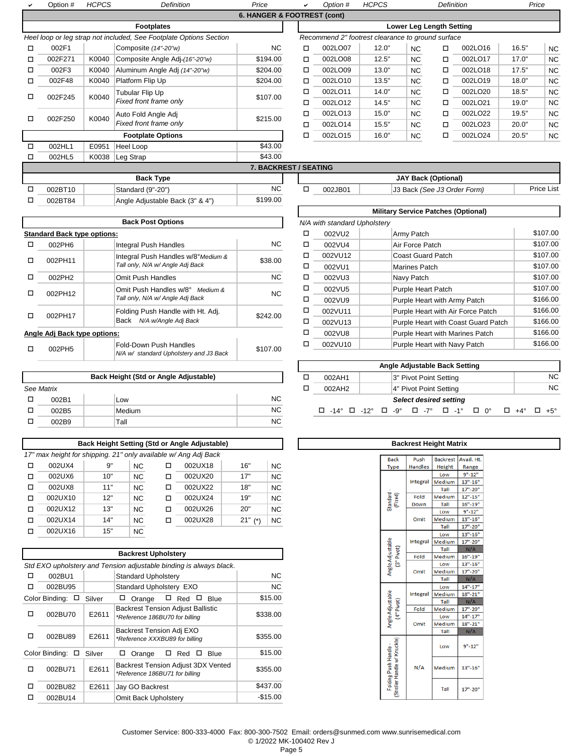## 6. HANGER & FOOTREST (cont)

### Footplates

*Heel loop or leg strap not included, See Footplate Options Section*

| ✔ | Option # | HCPCS | Definition | Price |
|---|---|---|---|---|
| ☐ | 002F1 | | Composite *(14"-20"w)* | NC |
| ☐ | 002F271 | K0040 | Composite Angle Adj *(16"-20"w)* | $194.00 |
| ☐ | 002F3 | K0040 | Aluminum Angle Adj *(14"-20"w)* | $204.00 |
| ☐ | 002F48 | K0040 | Platform Flip Up | $204.00 |
| ☐ | 002F245 | K0040 | Tubular Flip Up *Fixed front frame only* | $107.00 |
| ☐ | 002F250 | K0040 | Auto Fold Angle Adj *Fixed front frame only* | $215.00 |

### Footplate Options

| ✔ | Option # | HCPCS | Definition | Price |
|---|---|---|---|---|
| ☐ | 002HL1 | E0951 | Heel Loop | $43.00 |
| ☐ | 002HL5 | K0038 | Leg Strap | $43.00 |

### Lower Leg Length Setting

*Recommend 2" footrest clearance to ground surface*

| ✔ | Option # | Definition | Price | ✔ | Option # | Definition | Price |
|---|---|---|---|---|---|---|---|
| ☐ | 002LO07 | 12.0" | NC | ☐ | 002LO16 | 16.5" | NC |
| ☐ | 002LO08 | 12.5" | NC | ☐ | 002LO17 | 17.0" | NC |
| ☐ | 002LO09 | 13.0" | NC | ☐ | 002LO18 | 17.5" | NC |
| ☐ | 002LO10 | 13.5" | NC | ☐ | 002LO19 | 18.0" | NC |
| ☐ | 002LO11 | 14.0" | NC | ☐ | 002LO20 | 18.5" | NC |
| ☐ | 002LO12 | 14.5" | NC | ☐ | 002LO21 | 19.0" | NC |
| ☐ | 002LO13 | 15.0" | NC | ☐ | 002LO22 | 19.5" | NC |
| ☐ | 002LO14 | 15.5" | NC | ☐ | 002LO23 | 20.0" | NC |
| ☐ | 002LO15 | 16.0" | NC | ☐ | 002LO24 | 20.5" | NC |

## 7. BACKREST / SEATING

### Back Type

| ✔ | Option # | HCPCS | Definition | Price |
|---|---|---|---|---|
| ☐ | 002BT10 | | Standard (9"-20") | NC |
| ☐ | 002BT84 | | Angle Adjustable Back (3" & 4") | $199.00 |

### Back Post Options

**Standard Back type options:**

| ✔ | Option # | HCPCS | Definition | Price |
|---|---|---|---|---|
| ☐ | 002PH6 | | Integral Push Handles | NC |
| ☐ | 002PH11 | | Integral Push Handles w/8° *Medium & Tall only, N/A w/ Angle Adj Back* | $38.00 |
| ☐ | 002PH2 | | Omit Push Handles | NC |
| ☐ | 002PH12 | | Omit Push Handles w/8° *Medium & Tall only, N/A w/ Angle Adj Back* | NC |
| ☐ | 002PH17 | | Folding Push Handle with Ht. Adj. Back *N/A w/Angle Adj Back* | $242.00 |

**Angle Adj Back type options:**

| ✔ | Option # | HCPCS | Definition | Price |
|---|---|---|---|---|
| ☐ | 002PH5 | | Fold-Down Push Handles *N/A w/ standard Upholstery and J3 Back* | $107.00 |

### Back Height (Std or Angle Adjustable)

*See Matrix*

| ✔ | Option # | HCPCS | Definition | Price |
|---|---|---|---|---|
| ☐ | 002B1 | | Low | NC |
| ☐ | 002B5 | | Medium | NC |
| ☐ | 002B9 | | Tall | NC |

### Back Height Setting (Std or Angle Adjustable)

*17" max height for shipping. 21" only available w/ Ang Adj Back*

| ✔ | Option # | Definition | Price | ✔ | Option # | Definition | Price |
|---|---|---|---|---|---|---|---|
| ☐ | 002UX4 | 9" | NC | ☐ | 002UX18 | 16" | NC |
| ☐ | 002UX6 | 10" | NC | ☐ | 002UX20 | 17" | NC |
| ☐ | 002UX8 | 11" | NC | ☐ | 002UX22 | 18" | NC |
| ☐ | 002UX10 | 12" | NC | ☐ | 002UX24 | 19" | NC |
| ☐ | 002UX12 | 13" | NC | ☐ | 002UX26 | 20" | NC |
| ☐ | 002UX14 | 14" | NC | ☐ | 002UX28 | 21" (*) | NC |
| ☐ | 002UX16 | 15" | NC | | | | |

### Backrest Upholstery

*Std EXO upholstery and Tension adjustable binding is always black.*

| ✔ | Option # | HCPCS | Definition | Price |
|---|---|---|---|---|
| ☐ | 002BU1 | | Standard Upholstery | NC |
| ☐ | 002BU95 | | Standard Upholstery EXO | NC |
| Color Binding: ☐ Silver | | | ☐ Orange ☐ Red ☐ Blue | $15.00 |
| ☐ | 002BU70 | E2611 | Backrest Tension Adjust Ballistic *\*Reference 186BU70 for billing* | $338.00 |
| ☐ | 002BU89 | E2611 | Backrest Tension Adj EXO *\*Reference XXXBU89 for billing* | $355.00 |
| Color Binding: ☐ Silver | | | ☐ Orange ☐ Red ☐ Blue | $15.00 |
| ☐ | 002BU71 | E2611 | Backrest Tension Adjust 3DX Vented *\*Reference 186BU71 for billing* | $355.00 |
| ☐ | 002BU82 | E2611 | Jay GO Backrest | $437.00 |
| ☐ | 002BU14 | | Omit Back Upholstery | -$15.00 |

### JAY Back (Optional)

| ✔ | Option # | HCPCS | Definition | Price |
|---|---|---|---|---|
| ☐ | 002JB01 | | J3 Back *(See J3 Order Form)* | Price List |

### Military Service Patches (Optional)

*N/A with standard Upholstery*

| ✔ | Option # | HCPCS | Definition | Price |
|---|---|---|---|---|
| ☐ | 002VU2 | | Army Patch | $107.00 |
| ☐ | 002VU4 | | Air Force Patch | $107.00 |
| ☐ | 002VU12 | | Coast Guard Patch | $107.00 |
| ☐ | 002VU1 | | Marines Patch | $107.00 |
| ☐ | 002VU3 | | Navy Patch | $107.00 |
| ☐ | 002VU5 | | Purple Heart Patch | $107.00 |
| ☐ | 002VU9 | | Purple Heart with Army Patch | $166.00 |
| ☐ | 002VU11 | | Purple Heart with Air Force Patch | $166.00 |
| ☐ | 002VU13 | | Purple Heart with Coast Guard Patch | $166.00 |
| ☐ | 002VU8 | | Purple Heart with Marines Patch | $166.00 |
| ☐ | 002VU10 | | Purple Heart with Navy Patch | $166.00 |

### Angle Adjustable Back Setting

| ✔ | Option # | HCPCS | Definition | Price |
|---|---|---|---|---|
| ☐ | 002AH1 | | 3" Pivot Point Setting | NC |
| ☐ | 002AH2 | | 4" Pivot Point Setting | NC |

**Select desired setting**

☐ -14° ☐ -12° ☐ -9° ☐ -7° ☐ -1° ☐ 0° ☐ +4° ☐ +5°

### Backrest Height Matrix

| Back Type | Push Handles | Backrest Height | Avail. Ht. Range |
|---|---|---|---|
| Standard (Fixed) | Integral | Low | 9"-12" |
| | | Medium | 13"-16" |
| | | Tall | 17"-20" |
| | Fold Down | Medium | 12"-15" |
| | | Tall | 16"-19" |
| | Omit | Low | 9"-12" |
| | | Medium | 13"-16" |
| | | Tall | 17"-20" |
| Angle Adjustable (3" Pivot) | Integral | Low | 13"-16" |
| | | Medium | 17"-20" |
| | | Tall | N/A |
| | Fold | Medium | 16"-19" |
| | Omit | Low | 13"-16" |
| | | Medium | 17"-20" |
| | | Tall | N/A |
| Angle Adjustable (4" Pivot) | Integral | Low | 14"-17" |
| | | Medium | 18"-21" |
| | | Tall | N/A |
| | Fold | Medium | 17"-20" |
| | Omit | Low | 14"-17" |
| | | Medium | 18"-21" |
| | | Tall | N/A |
| Folding Push Handle - (Stroller Handle w/ Knuckle) | N/A | Low | 9"-12" |
| | | Medium | 13"-16" |
| | | Tall | 17"-20" |

Customer Service: 800-333-4000 Fax: 800-300-7502 Email: orders@sunmed.com www.sunrisemedical.com
© 1/2022 MK-100402 Rev J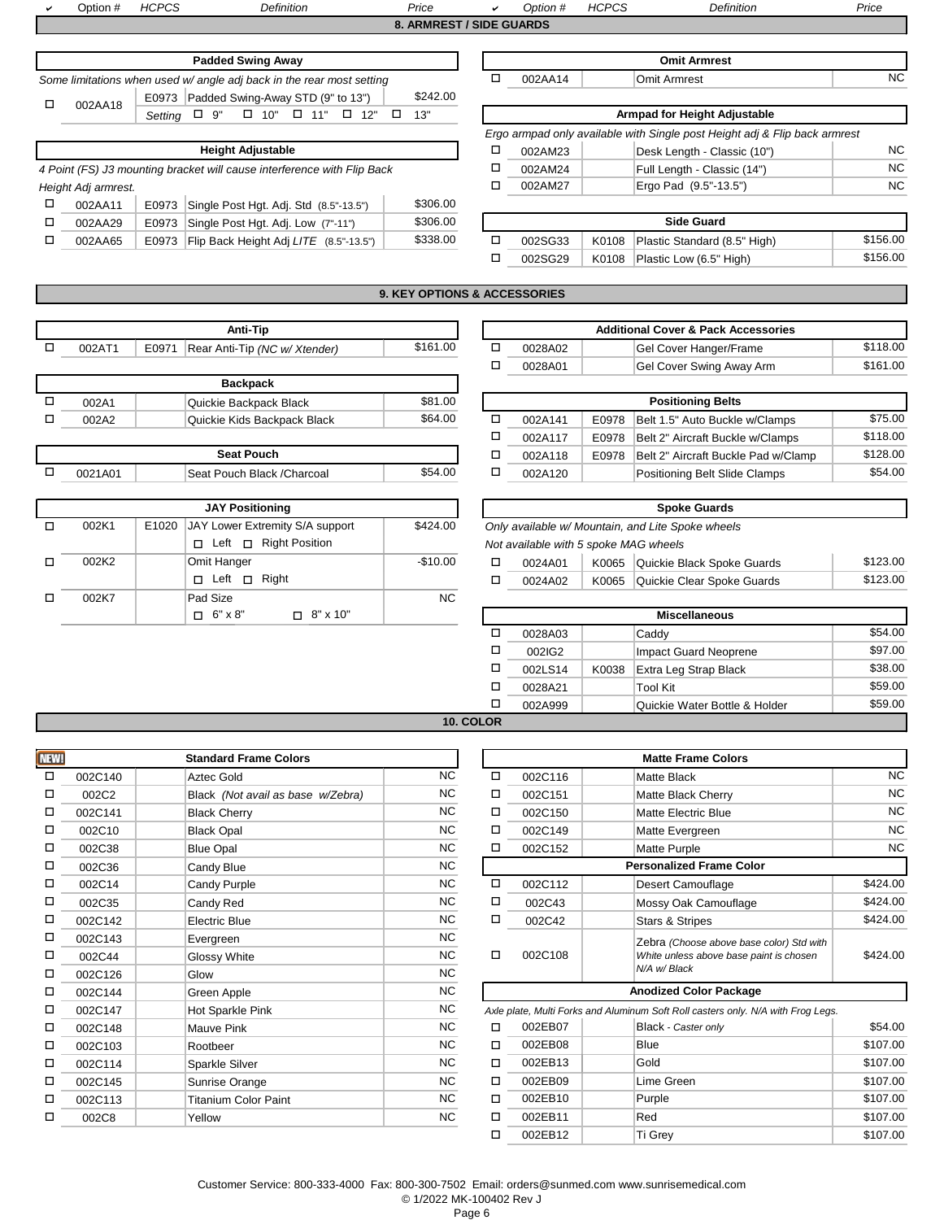| ✔ | Option # | HCPCS | Definition | Price | ✔ | Option # | HCPCS | Definition | Price |
|---|---|---|---|---|---|---|---|---|---|

## 8. ARMREST / SIDE GUARDS

**Padded Swing Away**

*Some limitations when used w/ angle adj back in the rear most setting*

| ✔ | Option # | HCPCS | Definition | Price |
|---|---|---|---|---|
| ☐ | 002AA18 | E0973 | Padded Swing-Away STD (9" to 13") | $242.00 |
| | | *Setting* | ☐ 9" ☐ 10" ☐ 11" ☐ 12" ☐ 13" | |

**Height Adjustable**

*4 Point (FS) J3 mounting bracket will cause interference with Flip Back Height Adj armrest.*

| ✔ | Option # | HCPCS | Definition | Price |
|---|---|---|---|---|
| ☐ | 002AA11 | E0973 | Single Post Hgt. Adj. Std (8.5"-13.5") | $306.00 |
| ☐ | 002AA29 | E0973 | Single Post Hgt. Adj. Low (7"-11") | $306.00 |
| ☐ | 002AA65 | E0973 | Flip Back Height Adj *LITE* (8.5"-13.5") | $338.00 |

**Omit Armrest**

| ✔ | Option # | HCPCS | Definition | Price |
|---|---|---|---|---|
| ☐ | 002AA14 | | Omit Armrest | NC |

**Armpad for Height Adjustable**

*Ergo armpad only available with Single post Height adj & Flip back armrest*

| ✔ | Option # | HCPCS | Definition | Price |
|---|---|---|---|---|
| ☐ | 002AM23 | | Desk Length - Classic (10") | NC |
| ☐ | 002AM24 | | Full Length - Classic (14") | NC |
| ☐ | 002AM27 | | Ergo Pad (9.5"-13.5") | NC |

**Side Guard**

| ✔ | Option # | HCPCS | Definition | Price |
|---|---|---|---|---|
| ☐ | 002SG33 | K0108 | Plastic Standard (8.5" High) | $156.00 |
| ☐ | 002SG29 | K0108 | Plastic Low (6.5" High) | $156.00 |

## 9. KEY OPTIONS & ACCESSORIES

**Anti-Tip**

| ✔ | Option # | HCPCS | Definition | Price |
|---|---|---|---|---|
| ☐ | 002AT1 | E0971 | Rear Anti-Tip *(NC w/ Xtender)* | $161.00 |

**Backpack**

| ✔ | Option # | HCPCS | Definition | Price |
|---|---|---|---|---|
| ☐ | 002A1 | | Quickie Backpack Black | $81.00 |
| ☐ | 002A2 | | Quickie Kids Backpack Black | $64.00 |

**Seat Pouch**

| ✔ | Option # | HCPCS | Definition | Price |
|---|---|---|---|---|
| ☐ | 0021A01 | | Seat Pouch Black /Charcoal | $54.00 |

**JAY Positioning**

| ✔ | Option # | HCPCS | Definition | Price |
|---|---|---|---|---|
| ☐ | 002K1 | E1020 | JAY Lower Extremity S/A support | $424.00 |
| | | | ☐ Left ☐ Right Position | |
| ☐ | 002K2 | | Omit Hanger | -$10.00 |
| | | | ☐ Left ☐ Right | |
| ☐ | 002K7 | | Pad Size | NC |
| | | | ☐ 6" x 8" ☐ 8" x 10" | |

**Additional Cover & Pack Accessories**

| ✔ | Option # | HCPCS | Definition | Price |
|---|---|---|---|---|
| ☐ | 0028A02 | | Gel Cover Hanger/Frame | $118.00 |
| ☐ | 0028A01 | | Gel Cover Swing Away Arm | $161.00 |

**Positioning Belts**

| ✔ | Option # | HCPCS | Definition | Price |
|---|---|---|---|---|
| ☐ | 002A141 | E0978 | Belt 1.5" Auto Buckle w/Clamps | $75.00 |
| ☐ | 002A117 | E0978 | Belt 2" Aircraft Buckle w/Clamps | $118.00 |
| ☐ | 002A118 | E0978 | Belt 2" Aircraft Buckle Pad w/Clamp | $128.00 |
| ☐ | 002A120 | | Positioning Belt Slide Clamps | $54.00 |

**Spoke Guards**

*Only available w/ Mountain, and Lite Spoke wheels*

*Not available with 5 spoke MAG wheels*

| ✔ | Option # | HCPCS | Definition | Price |
|---|---|---|---|---|
| ☐ | 0024A01 | K0065 | Quickie Black Spoke Guards | $123.00 |
| ☐ | 0024A02 | K0065 | Quickie Clear Spoke Guards | $123.00 |

**Miscellaneous**

| ✔ | Option # | HCPCS | Definition | Price |
|---|---|---|---|---|
| ☐ | 0028A03 | | Caddy | $54.00 |
| ☐ | 002IG2 | | Impact Guard Neoprene | $97.00 |
| ☐ | 002LS14 | K0038 | Extra Leg Strap Black | $38.00 |
| ☐ | 0028A21 | | Tool Kit | $59.00 |
| ☐ | 002A999 | | Quickie Water Bottle & Holder | $59.00 |

## 10. COLOR

**Standard Frame Colors** (NEW!)

| ✔ | Option # | HCPCS | Definition | Price |
|---|---|---|---|---|
| ☐ | 002C140 | | Aztec Gold | NC |
| ☐ | 002C2 | | Black *(Not avail as base w/Zebra)* | NC |
| ☐ | 002C141 | | Black Cherry | NC |
| ☐ | 002C10 | | Black Opal | NC |
| ☐ | 002C38 | | Blue Opal | NC |
| ☐ | 002C36 | | Candy Blue | NC |
| ☐ | 002C14 | | Candy Purple | NC |
| ☐ | 002C35 | | Candy Red | NC |
| ☐ | 002C142 | | Electric Blue | NC |
| ☐ | 002C143 | | Evergreen | NC |
| ☐ | 002C44 | | Glossy White | NC |
| ☐ | 002C126 | | Glow | NC |
| ☐ | 002C144 | | Green Apple | NC |
| ☐ | 002C147 | | Hot Sparkle Pink | NC |
| ☐ | 002C148 | | Mauve Pink | NC |
| ☐ | 002C103 | | Rootbeer | NC |
| ☐ | 002C114 | | Sparkle Silver | NC |
| ☐ | 002C145 | | Sunrise Orange | NC |
| ☐ | 002C113 | | Titanium Color Paint | NC |
| ☐ | 002C8 | | Yellow | NC |

**Matte Frame Colors**

| ✔ | Option # | HCPCS | Definition | Price |
|---|---|---|---|---|
| ☐ | 002C116 | | Matte Black | NC |
| ☐ | 002C151 | | Matte Black Cherry | NC |
| ☐ | 002C150 | | Matte Electric Blue | NC |
| ☐ | 002C149 | | Matte Evergreen | NC |
| ☐ | 002C152 | | Matte Purple | NC |

**Personalized Frame Color**

| ✔ | Option # | HCPCS | Definition | Price |
|---|---|---|---|---|
| ☐ | 002C112 | | Desert Camouflage | $424.00 |
| ☐ | 002C43 | | Mossy Oak Camouflage | $424.00 |
| ☐ | 002C42 | | Stars & Stripes | $424.00 |
| ☐ | 002C108 | | Zebra *(Choose above base color) Std with White unless above base paint is chosen N/A w/ Black* | $424.00 |

**Anodized Color Package**

*Axle plate, Multi Forks and Aluminum Soft Roll casters only. N/A with Frog Legs.*

| ✔ | Option # | HCPCS | Definition | Price |
|---|---|---|---|---|
| ☐ | 002EB07 | | Black - *Caster only* | $54.00 |
| ☐ | 002EB08 | | Blue | $107.00 |
| ☐ | 002EB13 | | Gold | $107.00 |
| ☐ | 002EB09 | | Lime Green | $107.00 |
| ☐ | 002EB10 | | Purple | $107.00 |
| ☐ | 002EB11 | | Red | $107.00 |
| ☐ | 002EB12 | | Ti Grey | $107.00 |

Customer Service: 800-333-4000 Fax: 800-300-7502 Email: orders@sunmed.com www.sunrisemedical.com
© 1/2022 MK-100402 Rev J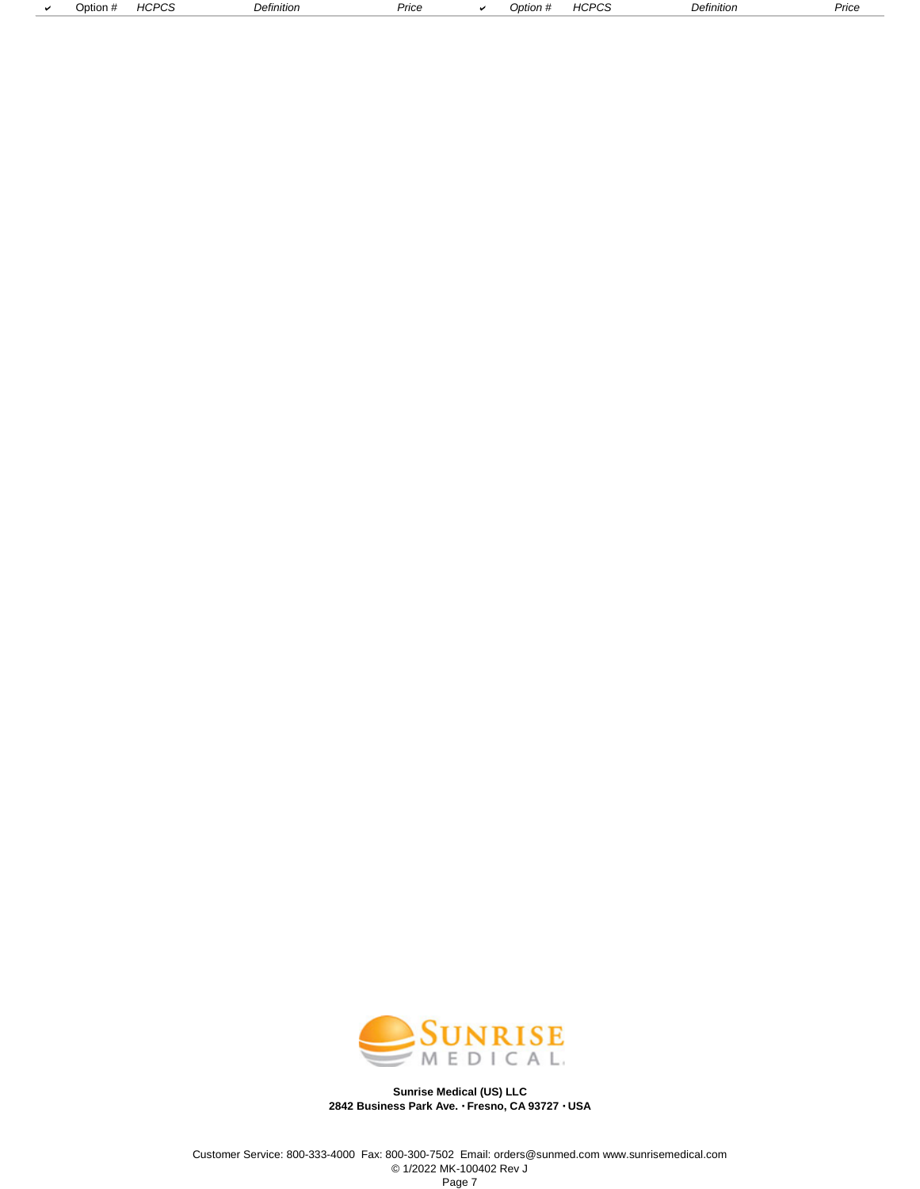| ✔ | Option # | HCPCS | Definition | Price | ✔ | Option # | HCPCS | Definition | Price |
|---|---|---|---|---|---|---|---|---|---|

**Sunrise Medical (US) LLC**
**2842 Business Park Ave. · Fresno, CA 93727 · USA**

Customer Service: 800-333-4000 Fax: 800-300-7502 Email: orders@sunmed.com www.sunrisemedical.com
© 1/2022 MK-100402 Rev J